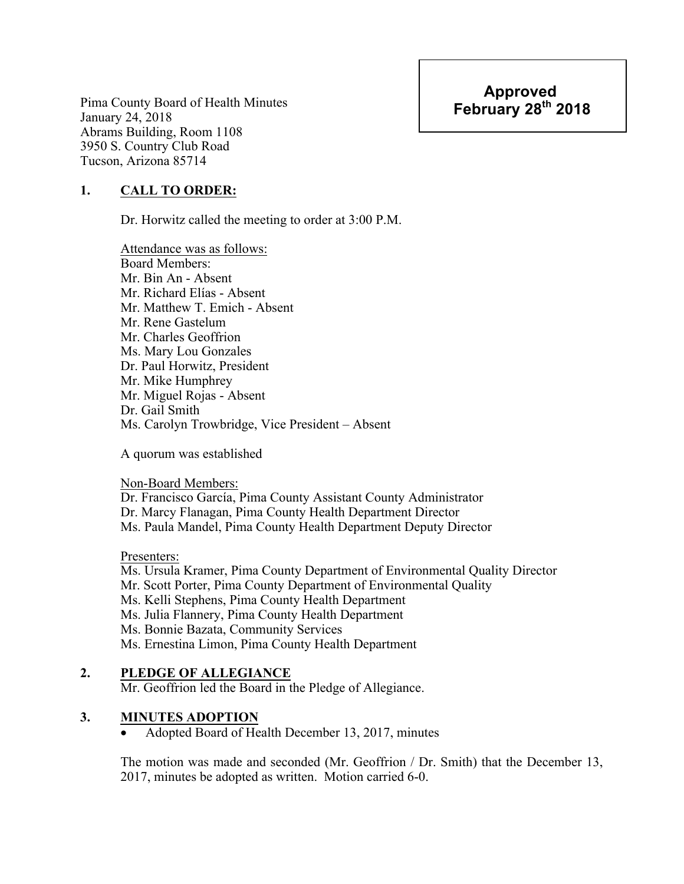**Approved**
**February 28th 2018**

Pima County Board of Health Minutes
January 24, 2018
Abrams Building, Room 1108
3950 S. Country Club Road
Tucson, Arizona 85714

## 1. CALL TO ORDER:

Dr. Horwitz called the meeting to order at 3:00 P.M.

Attendance was as follows:
Board Members:
Mr. Bin An - Absent
Mr. Richard Elías - Absent
Mr. Matthew T. Emich - Absent
Mr. Rene Gastelum
Mr. Charles Geoffrion
Ms. Mary Lou Gonzales
Dr. Paul Horwitz, President
Mr. Mike Humphrey
Mr. Miguel Rojas - Absent
Dr. Gail Smith
Ms. Carolyn Trowbridge, Vice President – Absent

A quorum was established

Non-Board Members:
Dr. Francisco García, Pima County Assistant County Administrator
Dr. Marcy Flanagan, Pima County Health Department Director
Ms. Paula Mandel, Pima County Health Department Deputy Director

Presenters:
Ms. Ursula Kramer, Pima County Department of Environmental Quality Director
Mr. Scott Porter, Pima County Department of Environmental Quality
Ms. Kelli Stephens, Pima County Health Department
Ms. Julia Flannery, Pima County Health Department
Ms. Bonnie Bazata, Community Services
Ms. Ernestina Limon, Pima County Health Department

## 2. PLEDGE OF ALLEGIANCE

Mr. Geoffrion led the Board in the Pledge of Allegiance.

## 3. MINUTES ADOPTION

- Adopted Board of Health December 13, 2017, minutes

The motion was made and seconded (Mr. Geoffrion / Dr. Smith) that the December 13, 2017, minutes be adopted as written. Motion carried 6-0.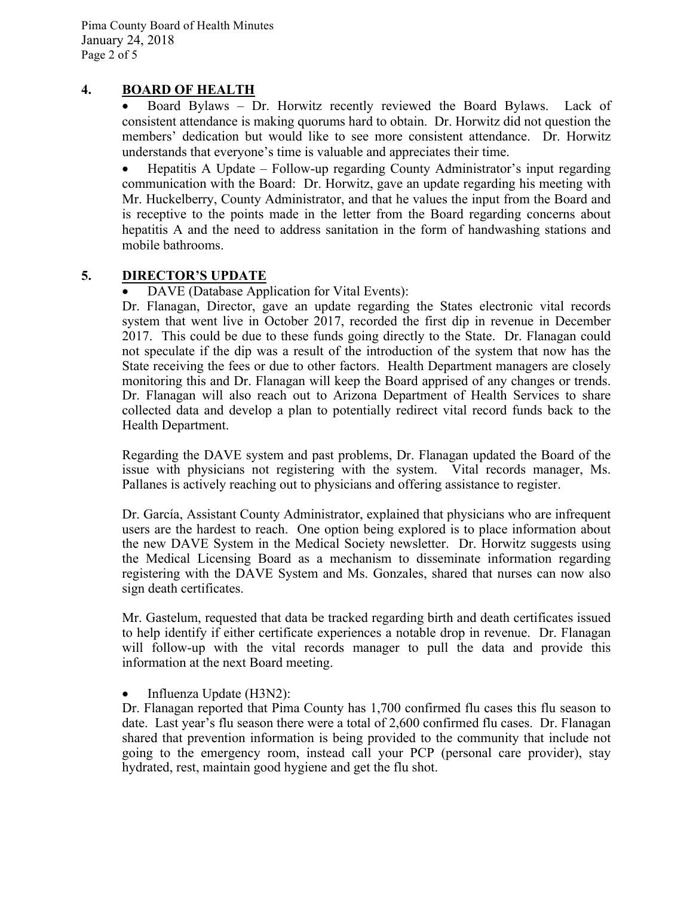## 4. BOARD OF HEALTH

- Board Bylaws – Dr. Horwitz recently reviewed the Board Bylaws. Lack of consistent attendance is making quorums hard to obtain. Dr. Horwitz did not question the members' dedication but would like to see more consistent attendance. Dr. Horwitz understands that everyone's time is valuable and appreciates their time.
- Hepatitis A Update – Follow-up regarding County Administrator's input regarding communication with the Board: Dr. Horwitz, gave an update regarding his meeting with Mr. Huckelberry, County Administrator, and that he values the input from the Board and is receptive to the points made in the letter from the Board regarding concerns about hepatitis A and the need to address sanitation in the form of handwashing stations and mobile bathrooms.

## 5. DIRECTOR'S UPDATE

- DAVE (Database Application for Vital Events):

Dr. Flanagan, Director, gave an update regarding the States electronic vital records system that went live in October 2017, recorded the first dip in revenue in December 2017. This could be due to these funds going directly to the State. Dr. Flanagan could not speculate if the dip was a result of the introduction of the system that now has the State receiving the fees or due to other factors. Health Department managers are closely monitoring this and Dr. Flanagan will keep the Board apprised of any changes or trends. Dr. Flanagan will also reach out to Arizona Department of Health Services to share collected data and develop a plan to potentially redirect vital record funds back to the Health Department.

Regarding the DAVE system and past problems, Dr. Flanagan updated the Board of the issue with physicians not registering with the system. Vital records manager, Ms. Pallanes is actively reaching out to physicians and offering assistance to register.

Dr. García, Assistant County Administrator, explained that physicians who are infrequent users are the hardest to reach. One option being explored is to place information about the new DAVE System in the Medical Society newsletter. Dr. Horwitz suggests using the Medical Licensing Board as a mechanism to disseminate information regarding registering with the DAVE System and Ms. Gonzales, shared that nurses can now also sign death certificates.

Mr. Gastelum, requested that data be tracked regarding birth and death certificates issued to help identify if either certificate experiences a notable drop in revenue. Dr. Flanagan will follow-up with the vital records manager to pull the data and provide this information at the next Board meeting.

- Influenza Update (H3N2):

Dr. Flanagan reported that Pima County has 1,700 confirmed flu cases this flu season to date. Last year's flu season there were a total of 2,600 confirmed flu cases. Dr. Flanagan shared that prevention information is being provided to the community that include not going to the emergency room, instead call your PCP (personal care provider), stay hydrated, rest, maintain good hygiene and get the flu shot.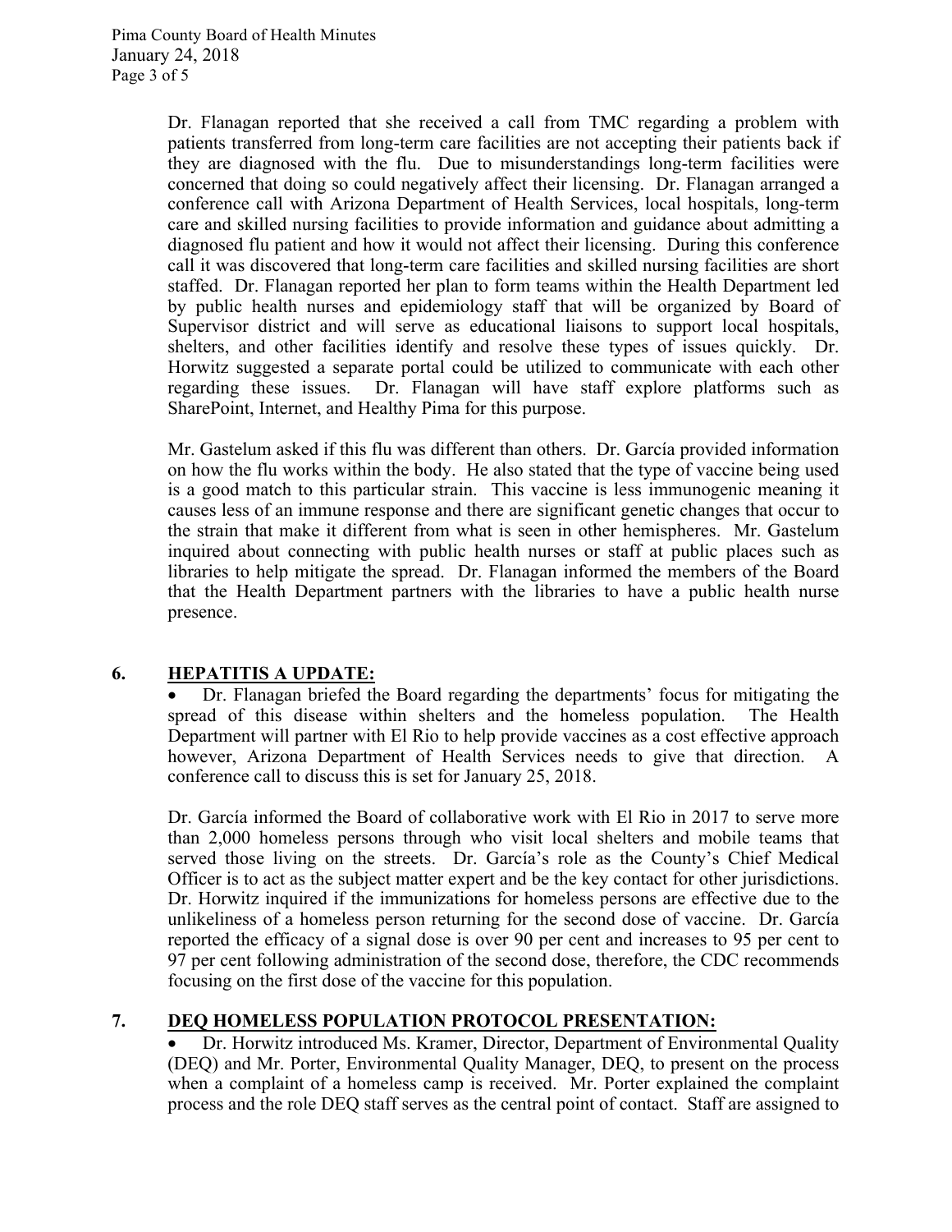Dr. Flanagan reported that she received a call from TMC regarding a problem with patients transferred from long-term care facilities are not accepting their patients back if they are diagnosed with the flu. Due to misunderstandings long-term facilities were concerned that doing so could negatively affect their licensing. Dr. Flanagan arranged a conference call with Arizona Department of Health Services, local hospitals, long-term care and skilled nursing facilities to provide information and guidance about admitting a diagnosed flu patient and how it would not affect their licensing. During this conference call it was discovered that long-term care facilities and skilled nursing facilities are short staffed. Dr. Flanagan reported her plan to form teams within the Health Department led by public health nurses and epidemiology staff that will be organized by Board of Supervisor district and will serve as educational liaisons to support local hospitals, shelters, and other facilities identify and resolve these types of issues quickly. Dr. Horwitz suggested a separate portal could be utilized to communicate with each other regarding these issues. Dr. Flanagan will have staff explore platforms such as SharePoint, Internet, and Healthy Pima for this purpose.

Mr. Gastelum asked if this flu was different than others. Dr. García provided information on how the flu works within the body. He also stated that the type of vaccine being used is a good match to this particular strain. This vaccine is less immunogenic meaning it causes less of an immune response and there are significant genetic changes that occur to the strain that make it different from what is seen in other hemispheres. Mr. Gastelum inquired about connecting with public health nurses or staff at public places such as libraries to help mitigate the spread. Dr. Flanagan informed the members of the Board that the Health Department partners with the libraries to have a public health nurse presence.

## 6. HEPATITIS A UPDATE:

- Dr. Flanagan briefed the Board regarding the departments' focus for mitigating the spread of this disease within shelters and the homeless population. The Health Department will partner with El Rio to help provide vaccines as a cost effective approach however, Arizona Department of Health Services needs to give that direction. A conference call to discuss this is set for January 25, 2018.

Dr. García informed the Board of collaborative work with El Rio in 2017 to serve more than 2,000 homeless persons through who visit local shelters and mobile teams that served those living on the streets. Dr. García's role as the County's Chief Medical Officer is to act as the subject matter expert and be the key contact for other jurisdictions. Dr. Horwitz inquired if the immunizations for homeless persons are effective due to the unlikeliness of a homeless person returning for the second dose of vaccine. Dr. García reported the efficacy of a signal dose is over 90 per cent and increases to 95 per cent to 97 per cent following administration of the second dose, therefore, the CDC recommends focusing on the first dose of the vaccine for this population.

## 7. DEQ HOMELESS POPULATION PROTOCOL PRESENTATION:

- Dr. Horwitz introduced Ms. Kramer, Director, Department of Environmental Quality (DEQ) and Mr. Porter, Environmental Quality Manager, DEQ, to present on the process when a complaint of a homeless camp is received. Mr. Porter explained the complaint process and the role DEQ staff serves as the central point of contact. Staff are assigned to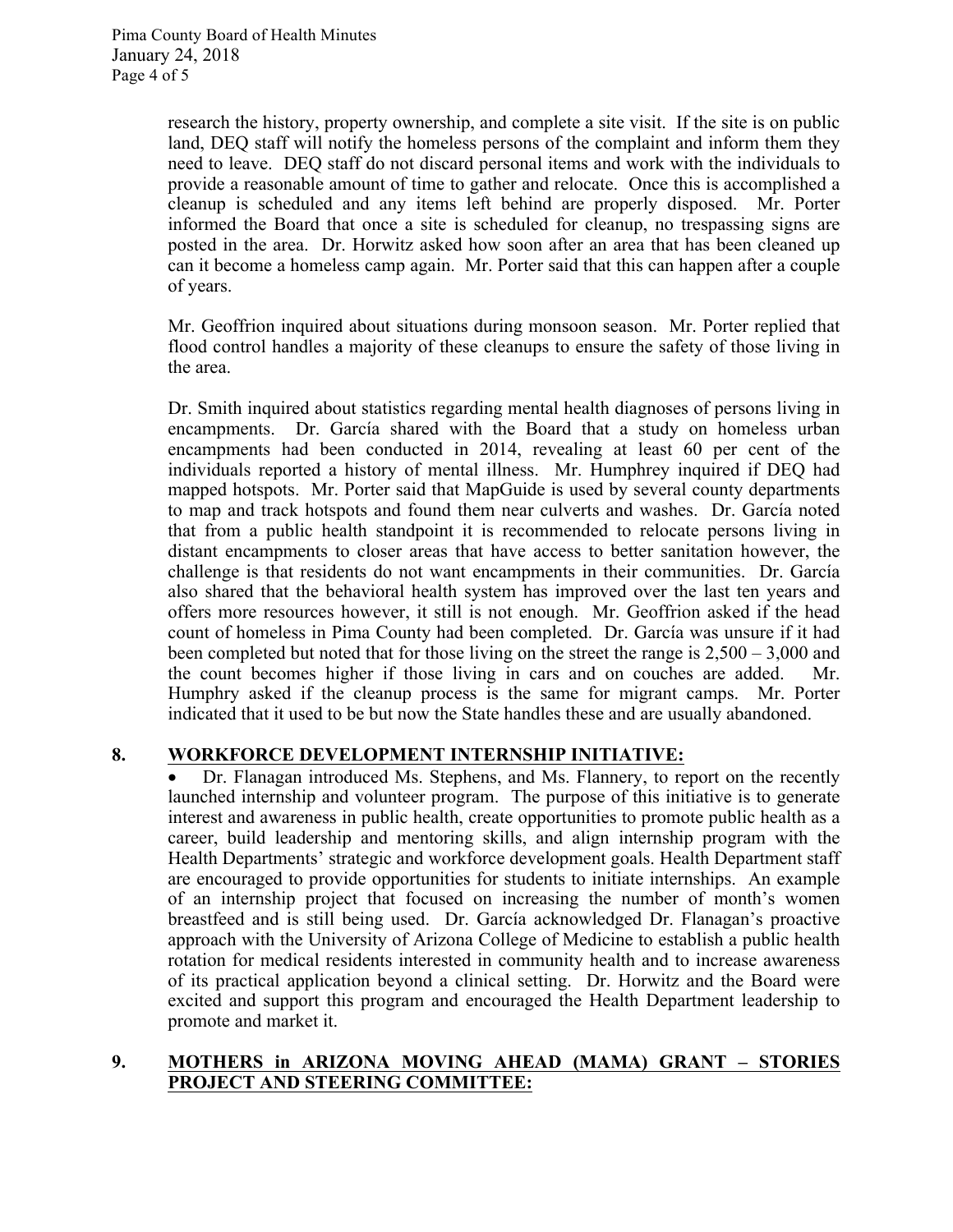research the history, property ownership, and complete a site visit. If the site is on public land, DEQ staff will notify the homeless persons of the complaint and inform them they need to leave. DEQ staff do not discard personal items and work with the individuals to provide a reasonable amount of time to gather and relocate. Once this is accomplished a cleanup is scheduled and any items left behind are properly disposed. Mr. Porter informed the Board that once a site is scheduled for cleanup, no trespassing signs are posted in the area. Dr. Horwitz asked how soon after an area that has been cleaned up can it become a homeless camp again. Mr. Porter said that this can happen after a couple of years.

Mr. Geoffrion inquired about situations during monsoon season. Mr. Porter replied that flood control handles a majority of these cleanups to ensure the safety of those living in the area.

Dr. Smith inquired about statistics regarding mental health diagnoses of persons living in encampments. Dr. García shared with the Board that a study on homeless urban encampments had been conducted in 2014, revealing at least 60 per cent of the individuals reported a history of mental illness. Mr. Humphrey inquired if DEQ had mapped hotspots. Mr. Porter said that MapGuide is used by several county departments to map and track hotspots and found them near culverts and washes. Dr. García noted that from a public health standpoint it is recommended to relocate persons living in distant encampments to closer areas that have access to better sanitation however, the challenge is that residents do not want encampments in their communities. Dr. García also shared that the behavioral health system has improved over the last ten years and offers more resources however, it still is not enough. Mr. Geoffrion asked if the head count of homeless in Pima County had been completed. Dr. García was unsure if it had been completed but noted that for those living on the street the range is 2,500 – 3,000 and the count becomes higher if those living in cars and on couches are added. Mr. Humphry asked if the cleanup process is the same for migrant camps. Mr. Porter indicated that it used to be but now the State handles these and are usually abandoned.

## 8. WORKFORCE DEVELOPMENT INTERNSHIP INITIATIVE:

- Dr. Flanagan introduced Ms. Stephens, and Ms. Flannery, to report on the recently launched internship and volunteer program. The purpose of this initiative is to generate interest and awareness in public health, create opportunities to promote public health as a career, build leadership and mentoring skills, and align internship program with the Health Departments' strategic and workforce development goals. Health Department staff are encouraged to provide opportunities for students to initiate internships. An example of an internship project that focused on increasing the number of month's women breastfeed and is still being used. Dr. García acknowledged Dr. Flanagan's proactive approach with the University of Arizona College of Medicine to establish a public health rotation for medical residents interested in community health and to increase awareness of its practical application beyond a clinical setting. Dr. Horwitz and the Board were excited and support this program and encouraged the Health Department leadership to promote and market it.

## 9. MOTHERS in ARIZONA MOVING AHEAD (MAMA) GRANT – STORIES PROJECT AND STEERING COMMITTEE: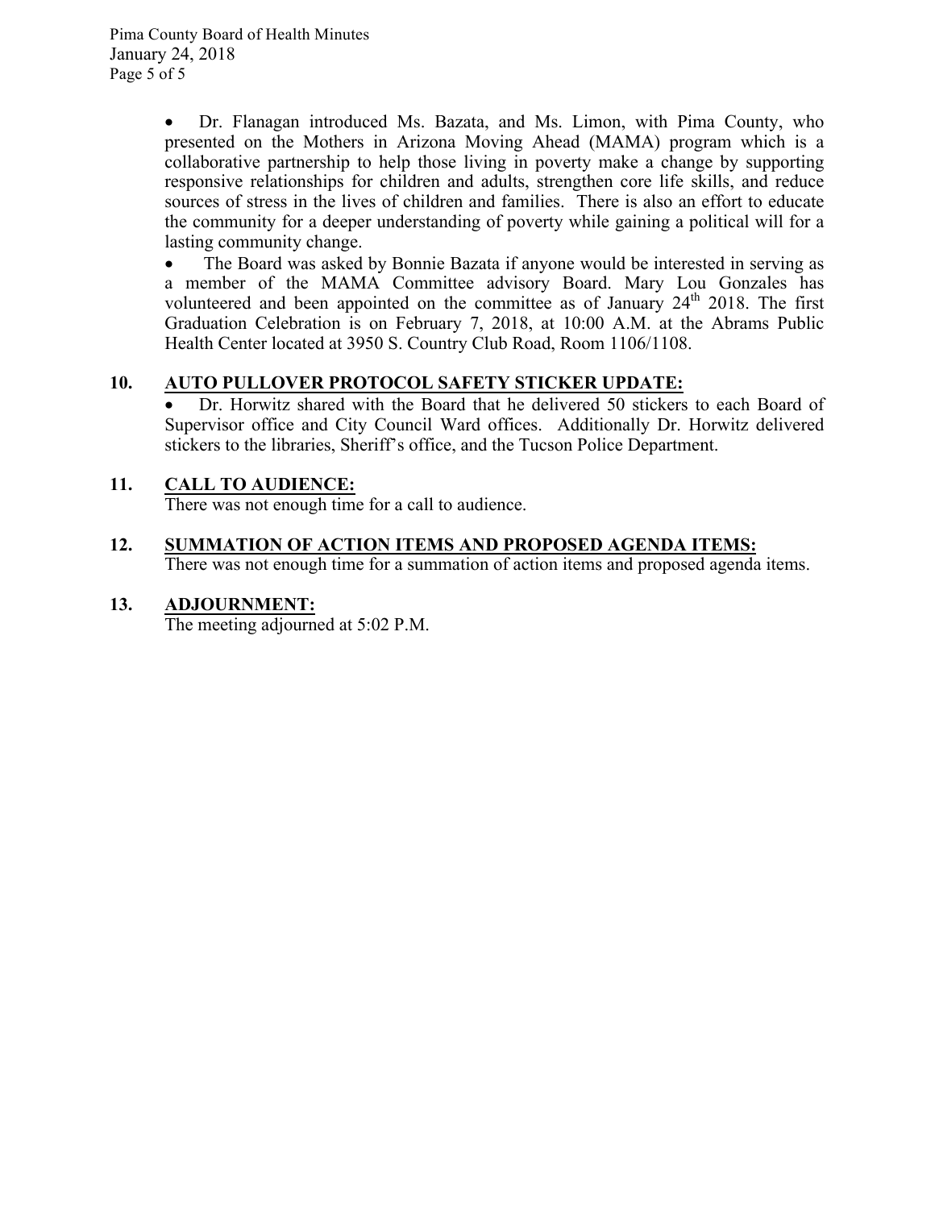- Dr. Flanagan introduced Ms. Bazata, and Ms. Limon, with Pima County, who presented on the Mothers in Arizona Moving Ahead (MAMA) program which is a collaborative partnership to help those living in poverty make a change by supporting responsive relationships for children and adults, strengthen core life skills, and reduce sources of stress in the lives of children and families. There is also an effort to educate the community for a deeper understanding of poverty while gaining a political will for a lasting community change.
- The Board was asked by Bonnie Bazata if anyone would be interested in serving as a member of the MAMA Committee advisory Board. Mary Lou Gonzales has volunteered and been appointed on the committee as of January 24th 2018. The first Graduation Celebration is on February 7, 2018, at 10:00 A.M. at the Abrams Public Health Center located at 3950 S. Country Club Road, Room 1106/1108.

**10. AUTO PULLOVER PROTOCOL SAFETY STICKER UPDATE:**

- Dr. Horwitz shared with the Board that he delivered 50 stickers to each Board of Supervisor office and City Council Ward offices. Additionally Dr. Horwitz delivered stickers to the libraries, Sheriff's office, and the Tucson Police Department.

**11. CALL TO AUDIENCE:**

There was not enough time for a call to audience.

**12. SUMMATION OF ACTION ITEMS AND PROPOSED AGENDA ITEMS:**

There was not enough time for a summation of action items and proposed agenda items.

**13. ADJOURNMENT:**

The meeting adjourned at 5:02 P.M.